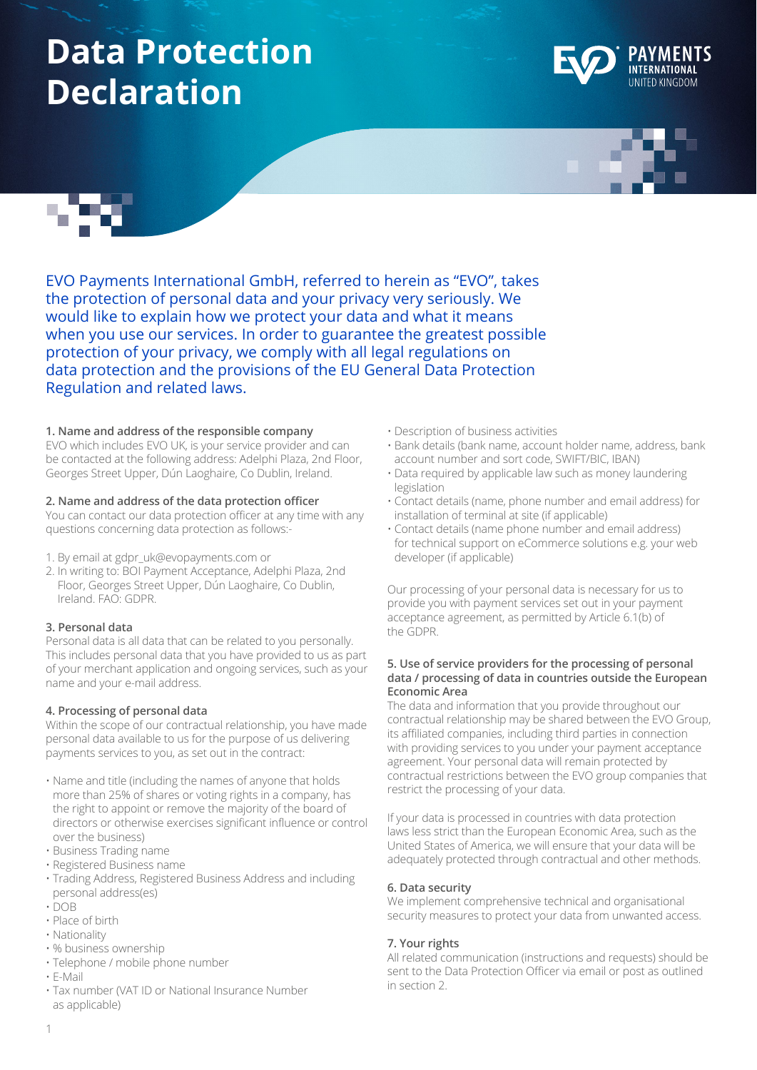# Data Protection Declaration

EVO Payments International GmbH, referred to herein as "EVO", takes the protection of personal data and your privacy very seriously. We would like to explain how we protect your data and what it means when you use our services. In order to guarantee the greatest possible protection of your privacy, we comply with all legal regulations on data protection and the provisions of the EU General Data Protection Regulation and related laws.

### 1. Name and address of the responsible company

EVO which includes EVO UK, is your service provider and can be contacted at the following address: Adelphi Plaza, 2nd Floor, Georges Street Upper, Dún Laoghaire, Co Dublin, Ireland.

### 2. Name and address of the data protection officer

You can contact our data protection officer at any time with any questions concerning data protection as follows:-

1. By email at gdpr_uk@evopayments.com or
2. In writing to: BOI Payment Acceptance, Adelphi Plaza, 2nd Floor, Georges Street Upper, Dún Laoghaire, Co Dublin, Ireland. FAO: GDPR.

### 3. Personal data

Personal data is all data that can be related to you personally. This includes personal data that you have provided to us as part of your merchant application and ongoing services, such as your name and your e-mail address.

### 4. Processing of personal data

Within the scope of our contractual relationship, you have made personal data available to us for the purpose of us delivering payments services to you, as set out in the contract:

- Name and title (including the names of anyone that holds more than 25% of shares or voting rights in a company, has the right to appoint or remove the majority of the board of directors or otherwise exercises significant influence or control over the business)
- Business Trading name
- Registered Business name
- Trading Address, Registered Business Address and including personal address(es)
- DOB
- Place of birth
- Nationality
- % business ownership
- Telephone / mobile phone number
- E-Mail
- Tax number (VAT ID or National Insurance Number as applicable)
- Description of business activities
- Bank details (bank name, account holder name, address, bank account number and sort code, SWIFT/BIC, IBAN)
- Data required by applicable law such as money laundering legislation
- Contact details (name, phone number and email address) for installation of terminal at site (if applicable)
- Contact details (name phone number and email address) for technical support on eCommerce solutions e.g. your web developer (if applicable)

Our processing of your personal data is necessary for us to provide you with payment services set out in your payment acceptance agreement, as permitted by Article 6.1(b) of the GDPR.

### 5. Use of service providers for the processing of personal data / processing of data in countries outside the European Economic Area

The data and information that you provide throughout our contractual relationship may be shared between the EVO Group, its affiliated companies, including third parties in connection with providing services to you under your payment acceptance agreement. Your personal data will remain protected by contractual restrictions between the EVO group companies that restrict the processing of your data.

If your data is processed in countries with data protection laws less strict than the European Economic Area, such as the United States of America, we will ensure that your data will be adequately protected through contractual and other methods.

### 6. Data security

We implement comprehensive technical and organisational security measures to protect your data from unwanted access.

### 7. Your rights

All related communication (instructions and requests) should be sent to the Data Protection Officer via email or post as outlined in section 2.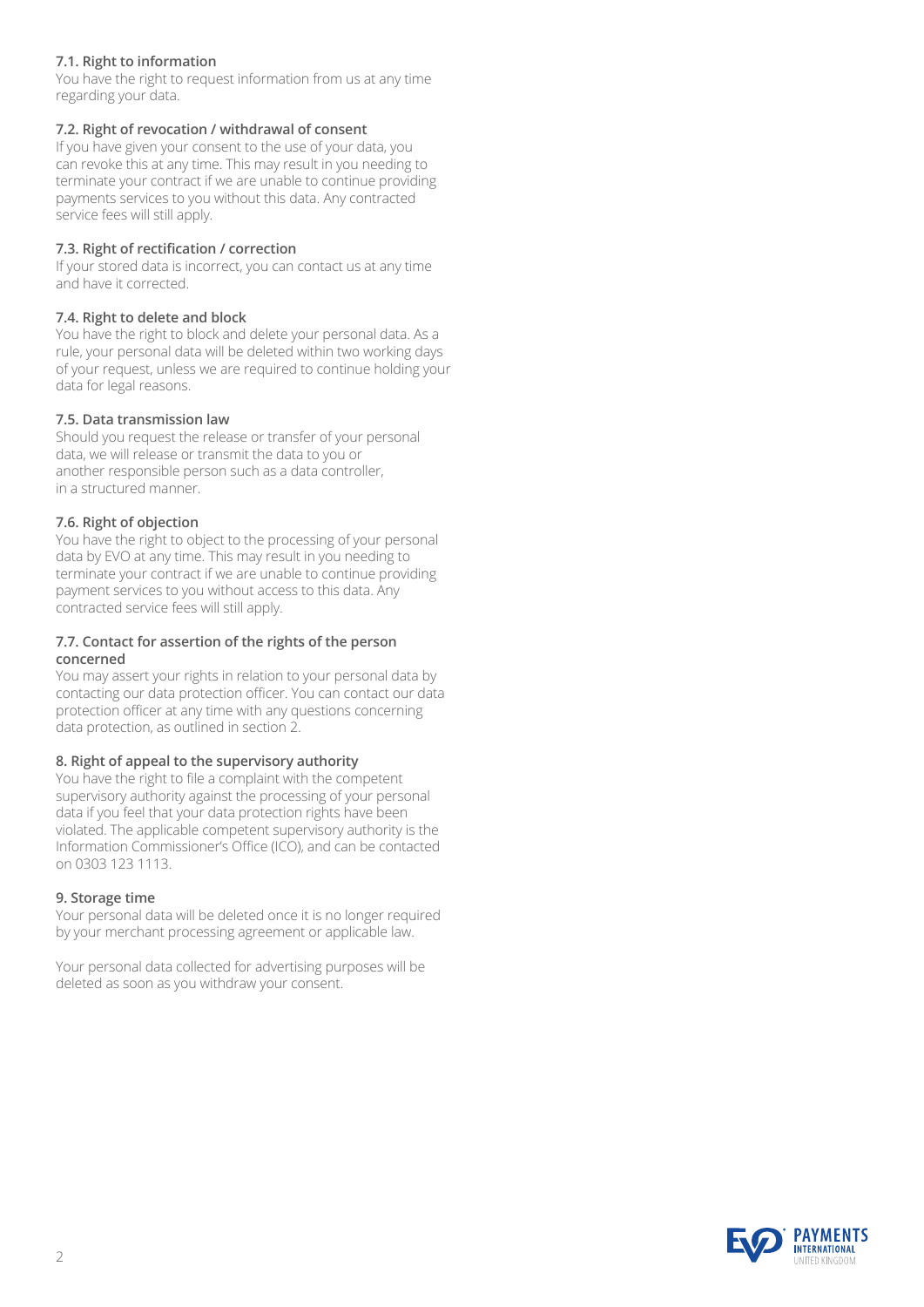### 7.1. Right to information

You have the right to request information from us at any time regarding your data.

### 7.2. Right of revocation / withdrawal of consent

If you have given your consent to the use of your data, you can revoke this at any time. This may result in you needing to terminate your contract if we are unable to continue providing payments services to you without this data. Any contracted service fees will still apply.

### 7.3. Right of rectification / correction

If your stored data is incorrect, you can contact us at any time and have it corrected.

### 7.4. Right to delete and block

You have the right to block and delete your personal data. As a rule, your personal data will be deleted within two working days of your request, unless we are required to continue holding your data for legal reasons.

### 7.5. Data transmission law

Should you request the release or transfer of your personal data, we will release or transmit the data to you or another responsible person such as a data controller, in a structured manner.

### 7.6. Right of objection

You have the right to object to the processing of your personal data by EVO at any time. This may result in you needing to terminate your contract if we are unable to continue providing payment services to you without access to this data. Any contracted service fees will still apply.

### 7.7. Contact for assertion of the rights of the person concerned

You may assert your rights in relation to your personal data by contacting our data protection officer. You can contact our data protection officer at any time with any questions concerning data protection, as outlined in section 2.

## 8. Right of appeal to the supervisory authority

You have the right to file a complaint with the competent supervisory authority against the processing of your personal data if you feel that your data protection rights have been violated. The applicable competent supervisory authority is the Information Commissioner's Office (ICO), and can be contacted on 0303 123 1113.

## 9. Storage time

Your personal data will be deleted once it is no longer required by your merchant processing agreement or applicable law.

Your personal data collected for advertising purposes will be deleted as soon as you withdraw your consent.

EVO PAYMENTS INTERNATIONAL UNITED KINGDOM